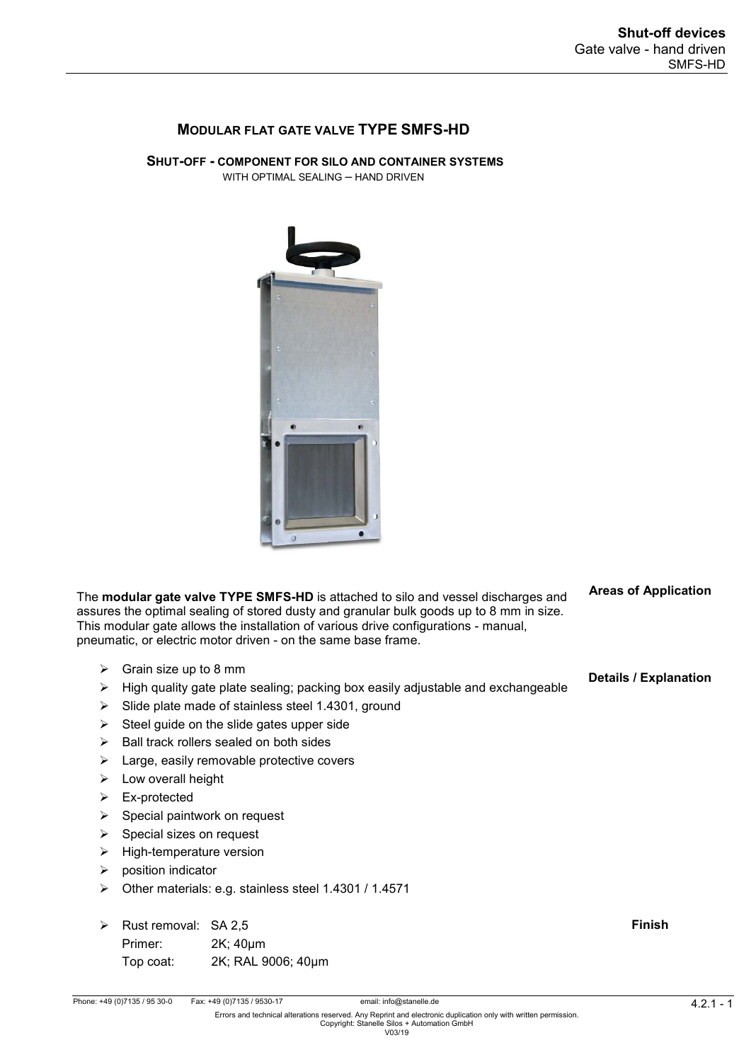# MODULAR FLAT GATE VALVE TYPE SMFS-HD

## SHUT-OFF - COMPONENT FOR SILO AND CONTAINER SYSTEMS

WITH OPTIMAL SEALING – HAND DRIVEN

### Areas of Application

The **modular gate valve TYPE SMFS-HD** is attached to silo and vessel discharges and assures the optimal sealing of stored dusty and granular bulk goods up to 8 mm in size. This modular gate allows the installation of various drive configurations - manual, pneumatic, or electric motor driven - on the same base frame.

### Details / Explanation

- Grain size up to 8 mm
- High quality gate plate sealing; packing box easily adjustable and exchangeable
- Slide plate made of stainless steel 1.4301, ground
- Steel guide on the slide gates upper side
- Ball track rollers sealed on both sides
- Large, easily removable protective covers
- Low overall height
- Ex-protected
- Special paintwork on request
- Special sizes on request
- High-temperature version
- position indicator
- Other materials: e.g. stainless steel 1.4301 / 1.4571

### Finish

- Rust removal: SA 2,5
  Primer: 2K; 40µm
  Top coat: 2K; RAL 9006; 40µm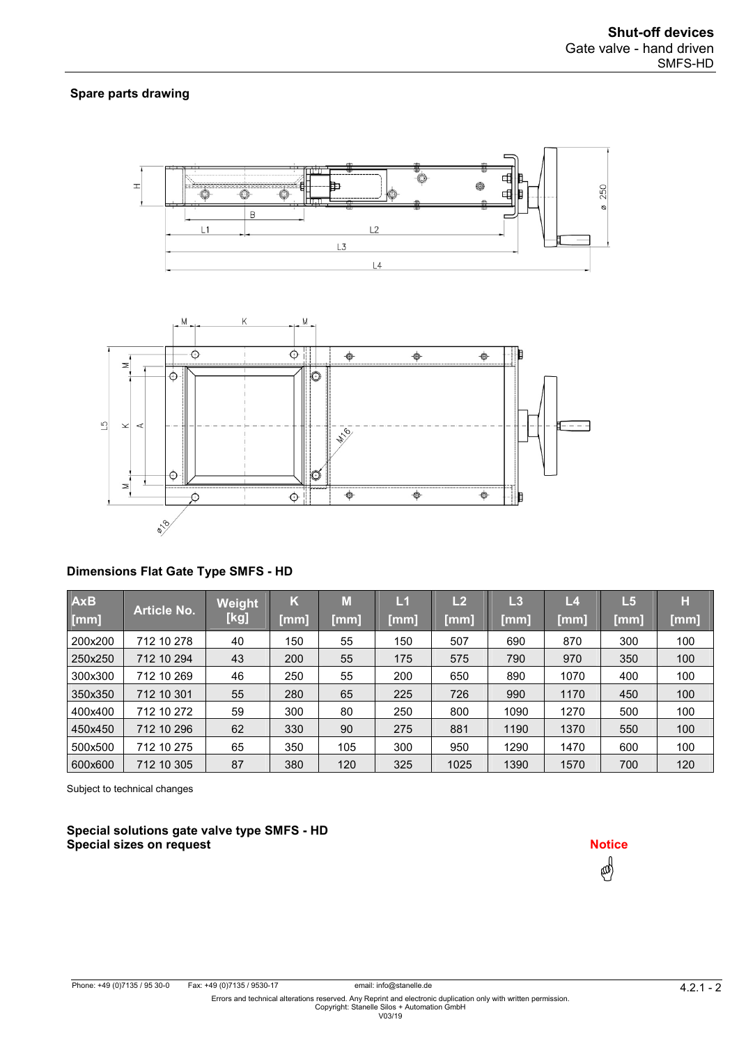## Spare parts drawing

## Dimensions Flat Gate Type SMFS - HD

| AxB [mm] | Article No. | Weight [kg] | K [mm] | M [mm] | L1 [mm] | L2 [mm] | L3 [mm] | L4 [mm] | L5 [mm] | H [mm] |
|---|---|---|---|---|---|---|---|---|---|---|
| 200x200 | 712 10 278 | 40 | 150 | 55 | 150 | 507 | 690 | 870 | 300 | 100 |
| 250x250 | 712 10 294 | 43 | 200 | 55 | 175 | 575 | 790 | 970 | 350 | 100 |
| 300x300 | 712 10 269 | 46 | 250 | 55 | 200 | 650 | 890 | 1070 | 400 | 100 |
| 350x350 | 712 10 301 | 55 | 280 | 65 | 225 | 726 | 990 | 1170 | 450 | 100 |
| 400x400 | 712 10 272 | 59 | 300 | 80 | 250 | 800 | 1090 | 1270 | 500 | 100 |
| 450x450 | 712 10 296 | 62 | 330 | 90 | 275 | 881 | 1190 | 1370 | 550 | 100 |
| 500x500 | 712 10 275 | 65 | 350 | 105 | 300 | 950 | 1290 | 1470 | 600 | 100 |
| 600x600 | 712 10 305 | 87 | 380 | 120 | 325 | 1025 | 1390 | 1570 | 700 | 120 |

Subject to technical changes

**Special solutions gate valve type SMFS - HD**
**Special sizes on request**

**Notice**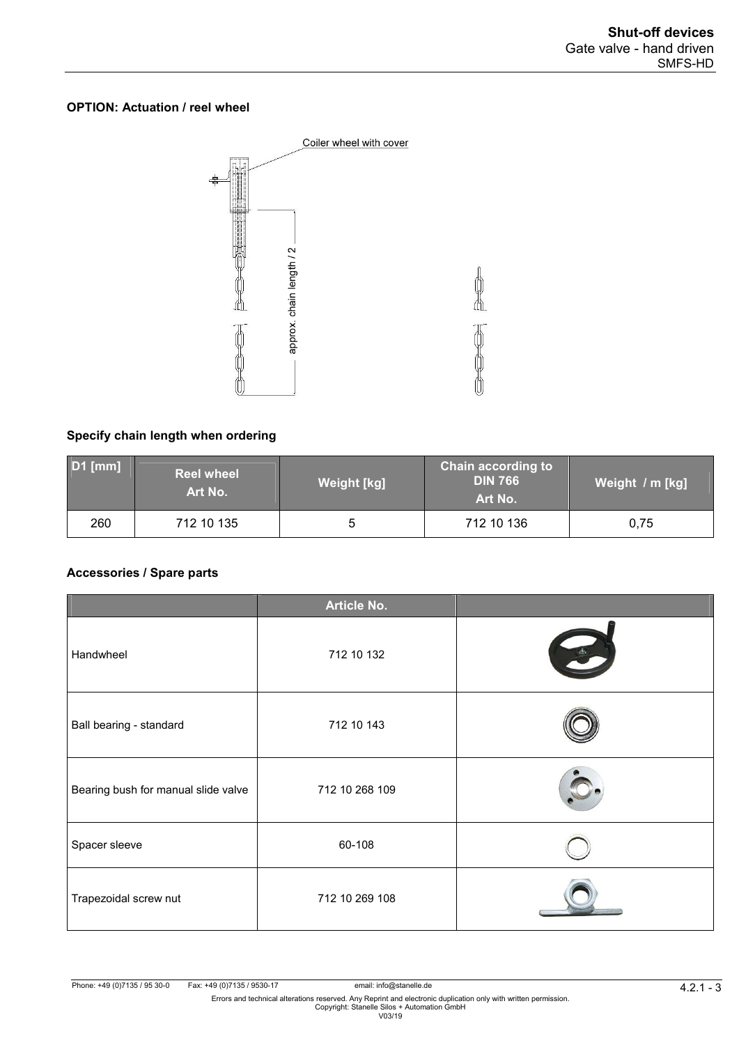## OPTION: Actuation / reel wheel

Coiler wheel with cover

approx. chain length / 2

**Specify chain length when ordering**

| D1 [mm] | Reel wheel Art No. | Weight [kg] | Chain according to DIN 766 Art No. | Weight / m [kg] |
|---|---|---|---|---|
| 260 | 712 10 135 | 5 | 712 10 136 | 0,75 |

## Accessories / Spare parts

| | Article No. | |
|---|---|---|
| Handwheel | 712 10 132 | |
| Ball bearing - standard | 712 10 143 | |
| Bearing bush for manual slide valve | 712 10 268 109 | |
| Spacer sleeve | 60-108 | |
| Trapezoidal screw nut | 712 10 269 108 | |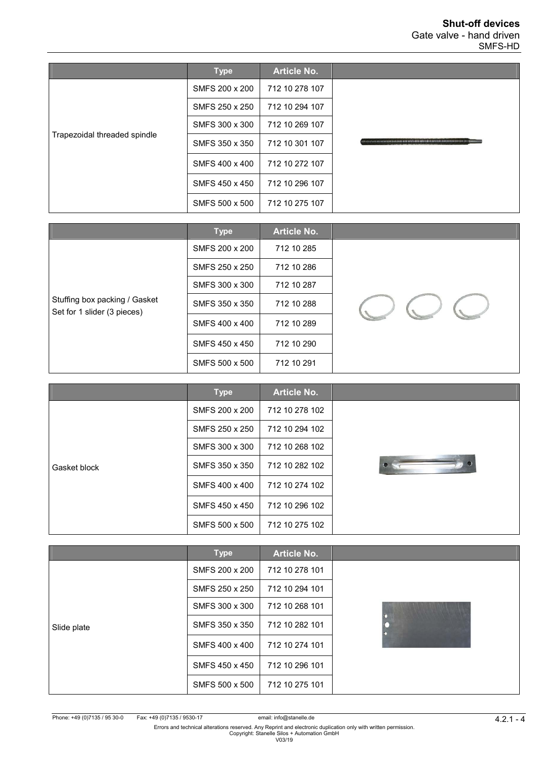| | Type | Article No. | |
|---|---|---|---|
| Trapezoidal threaded spindle | SMFS 200 x 200 | 712 10 278 107 | |
| | SMFS 250 x 250 | 712 10 294 107 | |
| | SMFS 300 x 300 | 712 10 269 107 | |
| | SMFS 350 x 350 | 712 10 301 107 | |
| | SMFS 400 x 400 | 712 10 272 107 | |
| | SMFS 450 x 450 | 712 10 296 107 | |
| | SMFS 500 x 500 | 712 10 275 107 | |

| | Type | Article No. | |
|---|---|---|---|
| Stuffing box packing / Gasket Set for 1 slider (3 pieces) | SMFS 200 x 200 | 712 10 285 | |
| | SMFS 250 x 250 | 712 10 286 | |
| | SMFS 300 x 300 | 712 10 287 | |
| | SMFS 350 x 350 | 712 10 288 | |
| | SMFS 400 x 400 | 712 10 289 | |
| | SMFS 450 x 450 | 712 10 290 | |
| | SMFS 500 x 500 | 712 10 291 | |

| | Type | Article No. | |
|---|---|---|---|
| Gasket block | SMFS 200 x 200 | 712 10 278 102 | |
| | SMFS 250 x 250 | 712 10 294 102 | |
| | SMFS 300 x 300 | 712 10 268 102 | |
| | SMFS 350 x 350 | 712 10 282 102 | |
| | SMFS 400 x 400 | 712 10 274 102 | |
| | SMFS 450 x 450 | 712 10 296 102 | |
| | SMFS 500 x 500 | 712 10 275 102 | |

| | Type | Article No. | |
|---|---|---|---|
| Slide plate | SMFS 200 x 200 | 712 10 278 101 | |
| | SMFS 250 x 250 | 712 10 294 101 | |
| | SMFS 300 x 300 | 712 10 268 101 | |
| | SMFS 350 x 350 | 712 10 282 101 | |
| | SMFS 400 x 400 | 712 10 274 101 | |
| | SMFS 450 x 450 | 712 10 296 101 | |
| | SMFS 500 x 500 | 712 10 275 101 | |